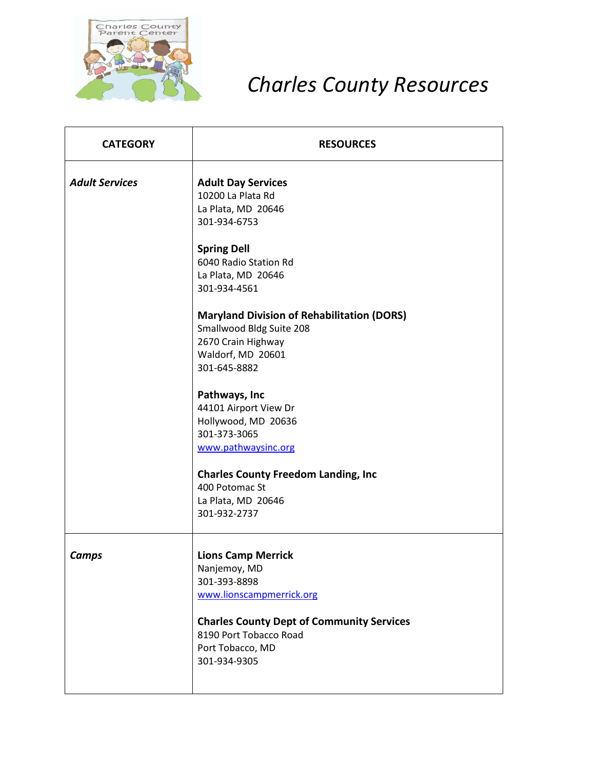# Charles County Resources

| CATEGORY | RESOURCES |
|---|---|
| ***Adult Services*** | **Adult Day Services**<br>10200 La Plata Rd<br>La Plata, MD 20646<br>301-934-6753<br><br>**Spring Dell**<br>6040 Radio Station Rd<br>La Plata, MD 20646<br>301-934-4561<br><br>**Maryland Division of Rehabilitation (DORS)**<br>Smallwood Bldg Suite 208<br>2670 Crain Highway<br>Waldorf, MD 20601<br>301-645-8882<br><br>**Pathways, Inc**<br>44101 Airport View Dr<br>Hollywood, MD 20636<br>301-373-3065<br>www.pathwaysinc.org<br><br>**Charles County Freedom Landing, Inc**<br>400 Potomac St<br>La Plata, MD 20646<br>301-932-2737 |
| ***Camps*** | **Lions Camp Merrick**<br>Nanjemoy, MD<br>301-393-8898<br>www.lionscampmerrick.org<br><br>**Charles County Dept of Community Services**<br>8190 Port Tobacco Road<br>Port Tobacco, MD<br>301-934-9305 |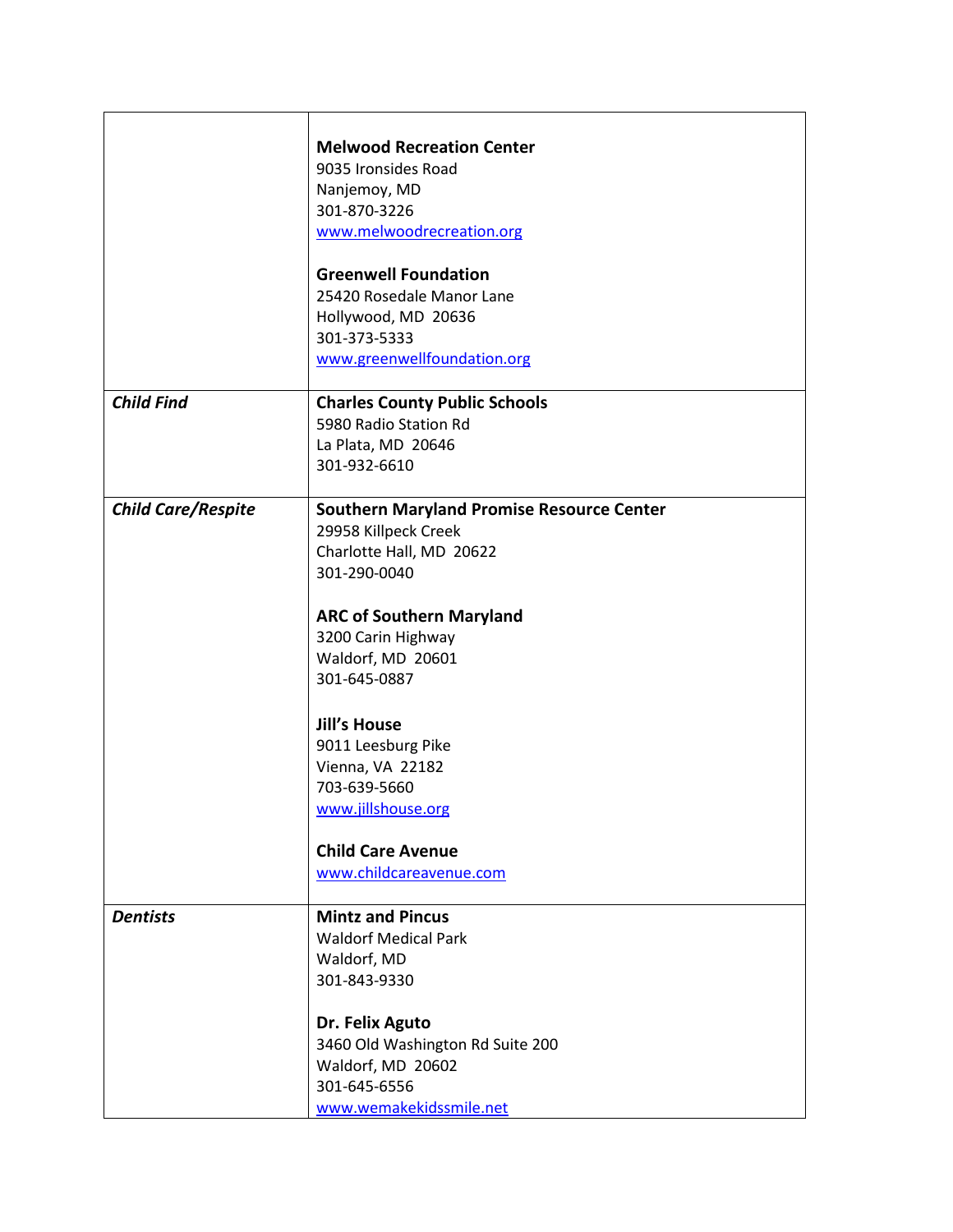| | |
|---|---|
| | **Melwood Recreation Center**<br>9035 Ironsides Road<br>Nanjemoy, MD<br>301-870-3226<br>www.melwoodrecreation.org<br><br>**Greenwell Foundation**<br>25420 Rosedale Manor Lane<br>Hollywood, MD 20636<br>301-373-5333<br>www.greenwellfoundation.org |
| ***Child Find*** | **Charles County Public Schools**<br>5980 Radio Station Rd<br>La Plata, MD 20646<br>301-932-6610 |
| ***Child Care/Respite*** | **Southern Maryland Promise Resource Center**<br>29958 Killpeck Creek<br>Charlotte Hall, MD 20622<br>301-290-0040<br><br>**ARC of Southern Maryland**<br>3200 Carin Highway<br>Waldorf, MD 20601<br>301-645-0887<br><br>**Jill's House**<br>9011 Leesburg Pike<br>Vienna, VA 22182<br>703-639-5660<br>www.jillshouse.org<br><br>**Child Care Avenue**<br>www.childcareavenue.com |
| ***Dentists*** | **Mintz and Pincus**<br>Waldorf Medical Park<br>Waldorf, MD<br>301-843-9330<br><br>**Dr. Felix Aguto**<br>3460 Old Washington Rd Suite 200<br>Waldorf, MD 20602<br>301-645-6556<br>www.wemakekidssmile.net |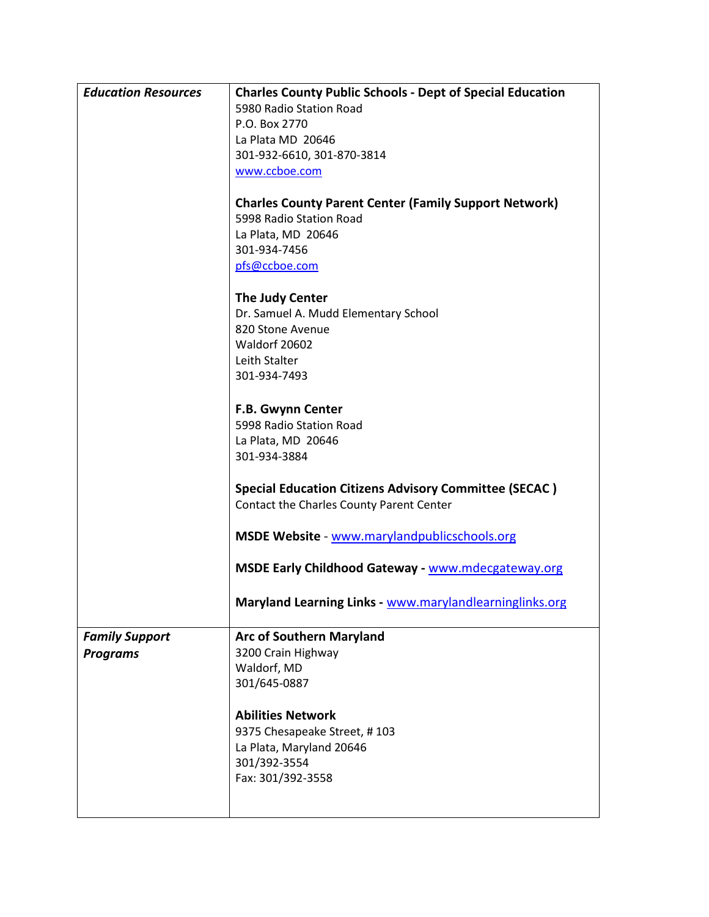| *Education Resources* | **Charles County Public Schools - Dept of Special Education**<br>5980 Radio Station Road<br>P.O. Box 2770<br>La Plata MD 20646<br>301-932-6610, 301-870-3814<br>www.ccboe.com<br><br>**Charles County Parent Center (Family Support Network)**<br>5998 Radio Station Road<br>La Plata, MD 20646<br>301-934-7456<br>pfs@ccboe.com<br><br>**The Judy Center**<br>Dr. Samuel A. Mudd Elementary School<br>820 Stone Avenue<br>Waldorf 20602<br>Leith Stalter<br>301-934-7493<br><br>**F.B. Gwynn Center**<br>5998 Radio Station Road<br>La Plata, MD 20646<br>301-934-3884<br><br>**Special Education Citizens Advisory Committee (SECAC )**<br>Contact the Charles County Parent Center<br><br>**MSDE Website** - www.marylandpublicschools.org<br><br>**MSDE Early Childhood Gateway -** www.mdecgateway.org<br><br>**Maryland Learning Links -** www.marylandlearninglinks.org |
|---|---|
| ***Family Support Programs*** | **Arc of Southern Maryland**<br>3200 Crain Highway<br>Waldorf, MD<br>301/645-0887<br><br>**Abilities Network**<br>9375 Chesapeake Street, # 103<br>La Plata, Maryland 20646<br>301/392-3554<br>Fax: 301/392-3558 |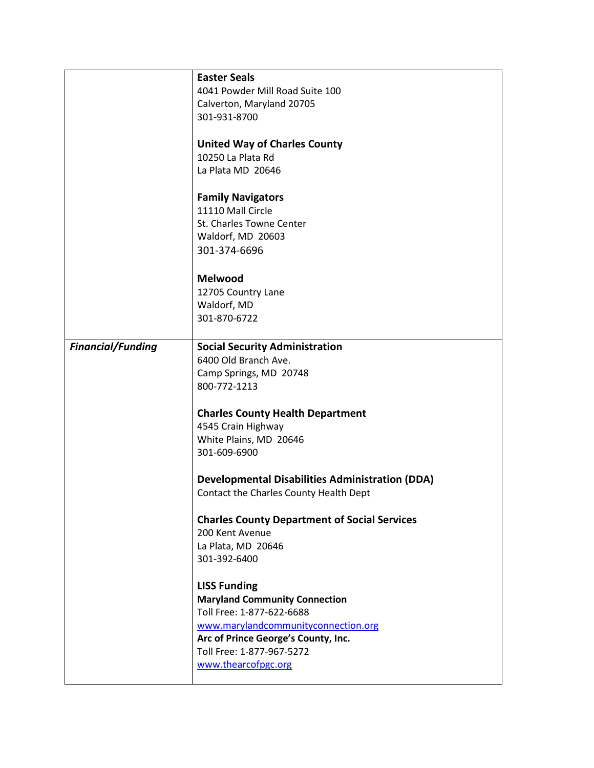| | |
|---|---|
| | **Easter Seals**<br>4041 Powder Mill Road Suite 100<br>Calverton, Maryland 20705<br>301-931-8700<br><br>**United Way of Charles County**<br>10250 La Plata Rd<br>La Plata MD 20646<br><br>**Family Navigators**<br>11110 Mall Circle<br>St. Charles Towne Center<br>Waldorf, MD 20603<br>301-374-6696<br><br>**Melwood**<br>12705 Country Lane<br>Waldorf, MD<br>301-870-6722 |
| ***Financial/Funding*** | **Social Security Administration**<br>6400 Old Branch Ave.<br>Camp Springs, MD 20748<br>800-772-1213<br><br>**Charles County Health Department**<br>4545 Crain Highway<br>White Plains, MD 20646<br>301-609-6900<br><br>**Developmental Disabilities Administration (DDA)**<br>Contact the Charles County Health Dept<br><br>**Charles County Department of Social Services**<br>200 Kent Avenue<br>La Plata, MD 20646<br>301-392-6400<br><br>**LISS Funding**<br>**Maryland Community Connection**<br>Toll Free: 1-877-622-6688<br>www.marylandcommunityconnection.org<br>**Arc of Prince George's County, Inc.**<br>Toll Free: 1-877-967-5272<br>www.thearcofpgc.org |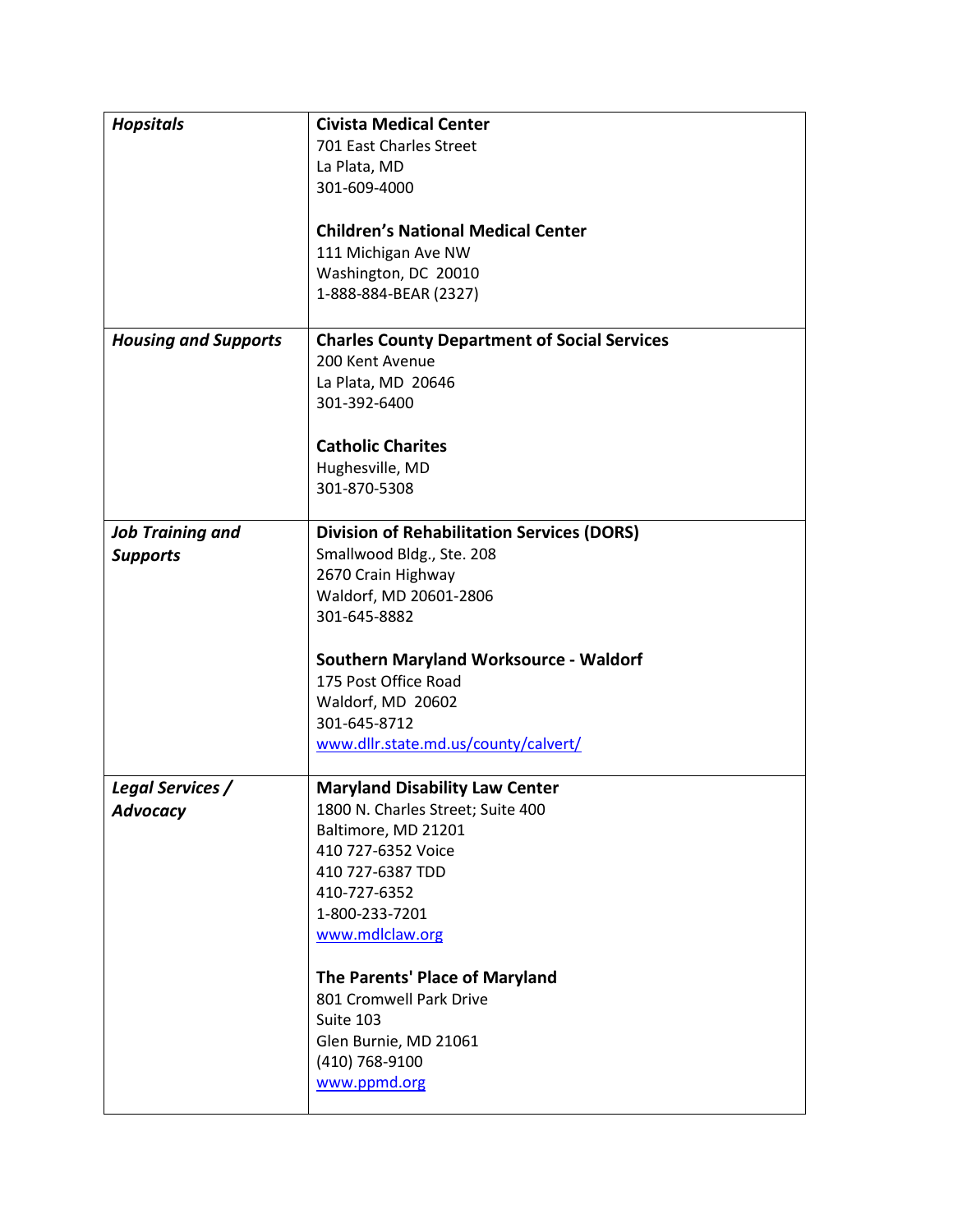| | |
|---|---|
| ***Hopsitals*** | **Civista Medical Center**<br>701 East Charles Street<br>La Plata, MD<br>301-609-4000<br><br>**Children's National Medical Center**<br>111 Michigan Ave NW<br>Washington, DC  20010<br>1-888-884-BEAR (2327) |
| ***Housing and Supports*** | **Charles County Department of Social Services**<br>200 Kent Avenue<br>La Plata, MD  20646<br>301-392-6400<br><br>**Catholic Charites**<br>Hughesville, MD<br>301-870-5308 |
| ***Job Training and Supports*** | **Division of Rehabilitation Services (DORS)**<br>Smallwood Bldg., Ste. 208<br>2670 Crain Highway<br>Waldorf, MD 20601-2806<br>301-645-8882<br><br>**Southern Maryland Worksource - Waldorf**<br>175 Post Office Road<br>Waldorf, MD  20602<br>301-645-8712<br>www.dllr.state.md.us/county/calvert/ |
| ***Legal Services / Advocacy*** | **Maryland Disability Law Center**<br>1800 N. Charles Street; Suite 400<br>Baltimore, MD 21201<br>410 727-6352 Voice<br>410 727-6387 TDD<br>410-727-6352<br>1-800-233-7201<br>www.mdlclaw.org<br><br>**The Parents' Place of Maryland**<br>801 Cromwell Park Drive<br>Suite 103<br>Glen Burnie, MD 21061<br>(410) 768-9100<br>www.ppmd.org |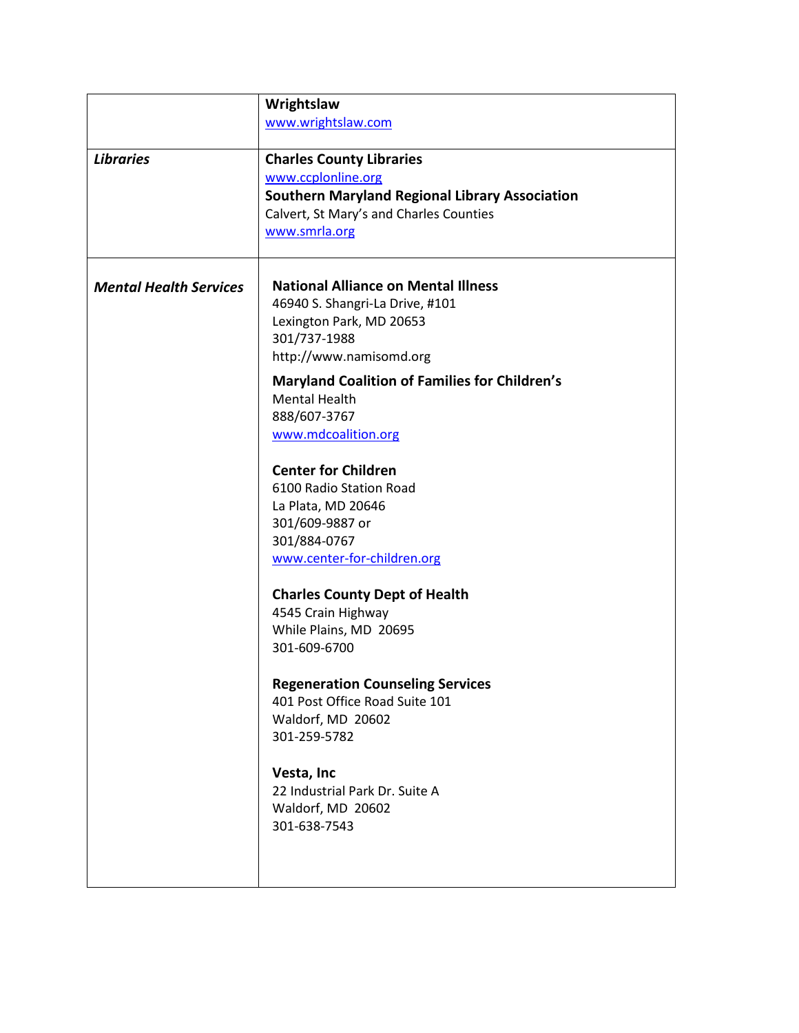| | |
|---|---|
| | **Wrightslaw**<br>www.wrightslaw.com |
| ***Libraries*** | **Charles County Libraries**<br>www.ccplonline.org<br>**Southern Maryland Regional Library Association**<br>Calvert, St Mary's and Charles Counties<br>www.smrla.org |
| ***Mental Health Services*** | **National Alliance on Mental Illness**<br>46940 S. Shangri-La Drive, #101<br>Lexington Park, MD 20653<br>301/737-1988<br>http://www.namisomd.org<br><br>**Maryland Coalition of Families for Children's**<br>Mental Health<br>888/607-3767<br>www.mdcoalition.org<br><br>**Center for Children**<br>6100 Radio Station Road<br>La Plata, MD 20646<br>301/609-9887 or<br>301/884-0767<br>www.center-for-children.org<br><br>**Charles County Dept of Health**<br>4545 Crain Highway<br>While Plains, MD 20695<br>301-609-6700<br><br>**Regeneration Counseling Services**<br>401 Post Office Road Suite 101<br>Waldorf, MD 20602<br>301-259-5782<br><br>**Vesta, Inc**<br>22 Industrial Park Dr. Suite A<br>Waldorf, MD 20602<br>301-638-7543 |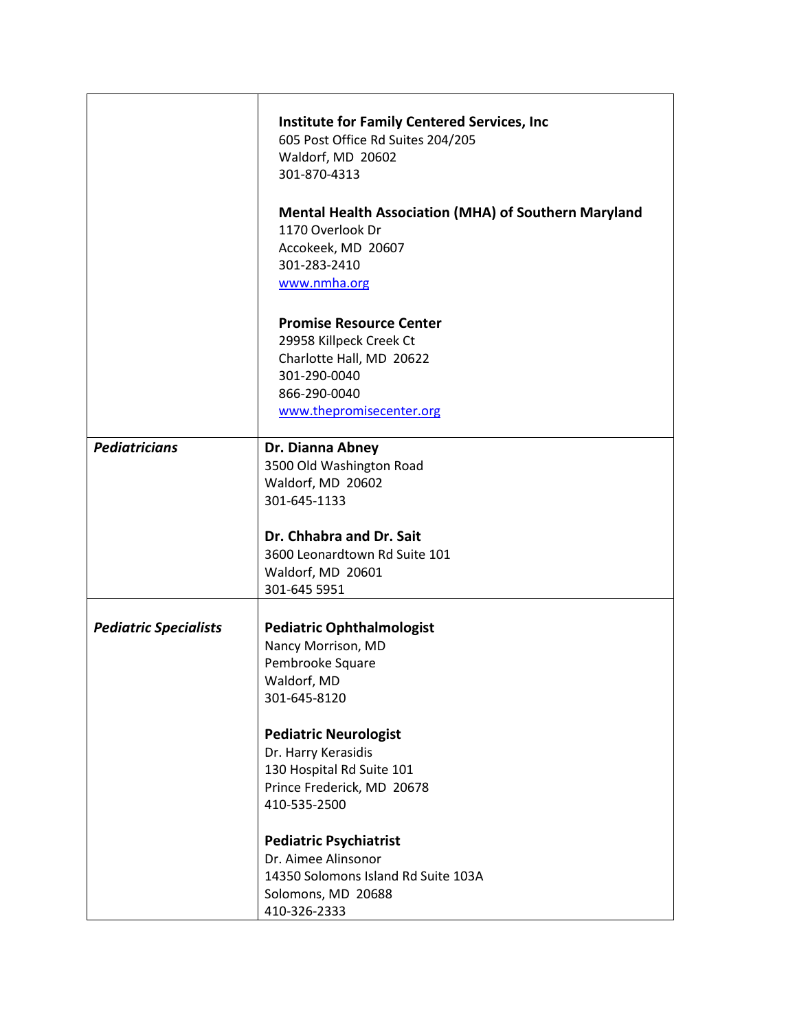| | |
|---|---|
| | **Institute for Family Centered Services, Inc**<br>605 Post Office Rd Suites 204/205<br>Waldorf, MD 20602<br>301-870-4313<br><br>**Mental Health Association (MHA) of Southern Maryland**<br>1170 Overlook Dr<br>Accokeek, MD 20607<br>301-283-2410<br>www.nmha.org<br><br>**Promise Resource Center**<br>29958 Killpeck Creek Ct<br>Charlotte Hall, MD 20622<br>301-290-0040<br>866-290-0040<br>www.thepromisecenter.org |
| ***Pediatricians*** | **Dr. Dianna Abney**<br>3500 Old Washington Road<br>Waldorf, MD 20602<br>301-645-1133<br><br>**Dr. Chhabra and Dr. Sait**<br>3600 Leonardtown Rd Suite 101<br>Waldorf, MD 20601<br>301-645 5951 |
| ***Pediatric Specialists*** | **Pediatric Ophthalmologist**<br>Nancy Morrison, MD<br>Pembrooke Square<br>Waldorf, MD<br>301-645-8120<br><br>**Pediatric Neurologist**<br>Dr. Harry Kerasidis<br>130 Hospital Rd Suite 101<br>Prince Frederick, MD 20678<br>410-535-2500<br><br>**Pediatric Psychiatrist**<br>Dr. Aimee Alinsonor<br>14350 Solomons Island Rd Suite 103A<br>Solomons, MD 20688<br>410-326-2333 |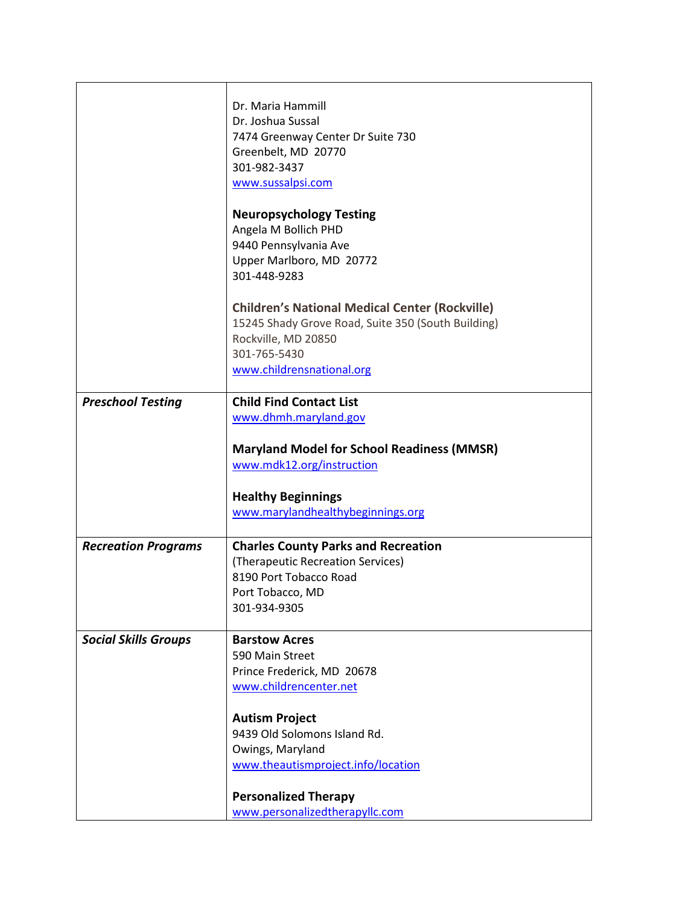| | |
|---|---|
| | Dr. Maria Hammill<br>Dr. Joshua Sussal<br>7474 Greenway Center Dr Suite 730<br>Greenbelt, MD 20770<br>301-982-3437<br>www.sussalpsi.com<br><br>**Neuropsychology Testing**<br>Angela M Bollich PHD<br>9440 Pennsylvania Ave<br>Upper Marlboro, MD 20772<br>301-448-9283<br><br>**Children's National Medical Center (Rockville)**<br>15245 Shady Grove Road, Suite 350 (South Building)<br>Rockville, MD 20850<br>301-765-5430<br>www.childrensnational.org |
| ***Preschool Testing*** | **Child Find Contact List**<br>www.dhmh.maryland.gov<br><br>**Maryland Model for School Readiness (MMSR)**<br>www.mdk12.org/instruction<br><br>**Healthy Beginnings**<br>www.marylandhealthybeginnings.org |
| ***Recreation Programs*** | **Charles County Parks and Recreation**<br>(Therapeutic Recreation Services)<br>8190 Port Tobacco Road<br>Port Tobacco, MD<br>301-934-9305 |
| ***Social Skills Groups*** | **Barstow Acres**<br>590 Main Street<br>Prince Frederick, MD 20678<br>www.childrencenter.net<br><br>**Autism Project**<br>9439 Old Solomons Island Rd.<br>Owings, Maryland<br>www.theautismproject.info/location<br><br>**Personalized Therapy**<br>www.personalizedtherapyllc.com |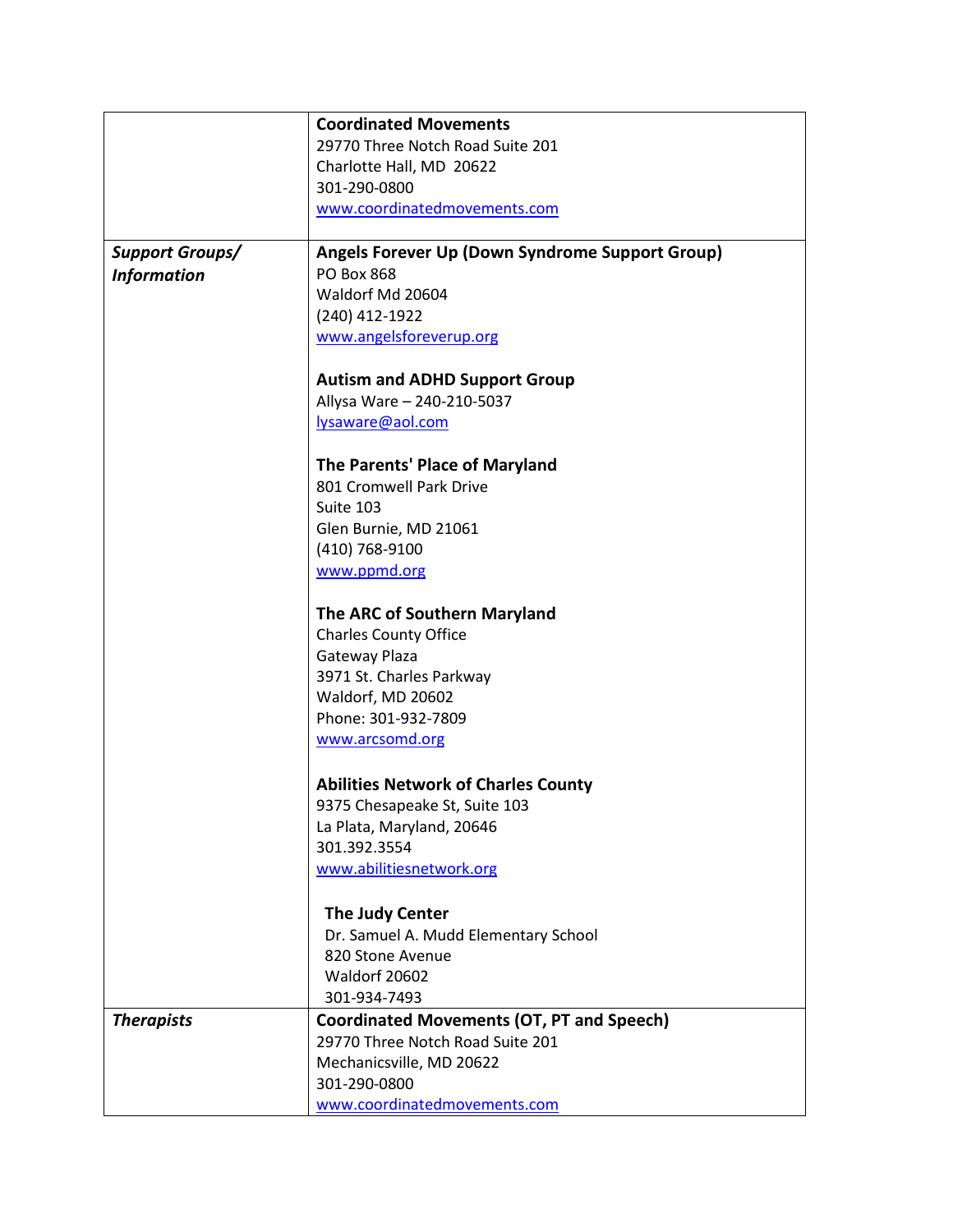| | |
|---|---|
| | **Coordinated Movements**<br>29770 Three Notch Road Suite 201<br>Charlotte Hall, MD 20622<br>301-290-0800<br>www.coordinatedmovements.com |
| ***Support Groups/ Information*** | **Angels Forever Up (Down Syndrome Support Group)**<br>PO Box 868<br>Waldorf Md 20604<br>(240) 412-1922<br>www.angelsforeverup.org<br><br>**Autism and ADHD Support Group**<br>Allysa Ware – 240-210-5037<br>lysaware@aol.com<br><br>**The Parents' Place of Maryland**<br>801 Cromwell Park Drive<br>Suite 103<br>Glen Burnie, MD 21061<br>(410) 768-9100<br>www.ppmd.org<br><br>**The ARC of Southern Maryland**<br>Charles County Office<br>Gateway Plaza<br>3971 St. Charles Parkway<br>Waldorf, MD 20602<br>Phone: 301-932-7809<br>www.arcsomd.org<br><br>**Abilities Network of Charles County**<br>9375 Chesapeake St, Suite 103<br>La Plata, Maryland, 20646<br>301.392.3554<br>www.abilitiesnetwork.org<br><br>**The Judy Center**<br>Dr. Samuel A. Mudd Elementary School<br>820 Stone Avenue<br>Waldorf 20602<br>301-934-7493 |
| ***Therapists*** | **Coordinated Movements (OT, PT and Speech)**<br>29770 Three Notch Road Suite 201<br>Mechanicsville, MD 20622<br>301-290-0800<br>www.coordinatedmovements.com |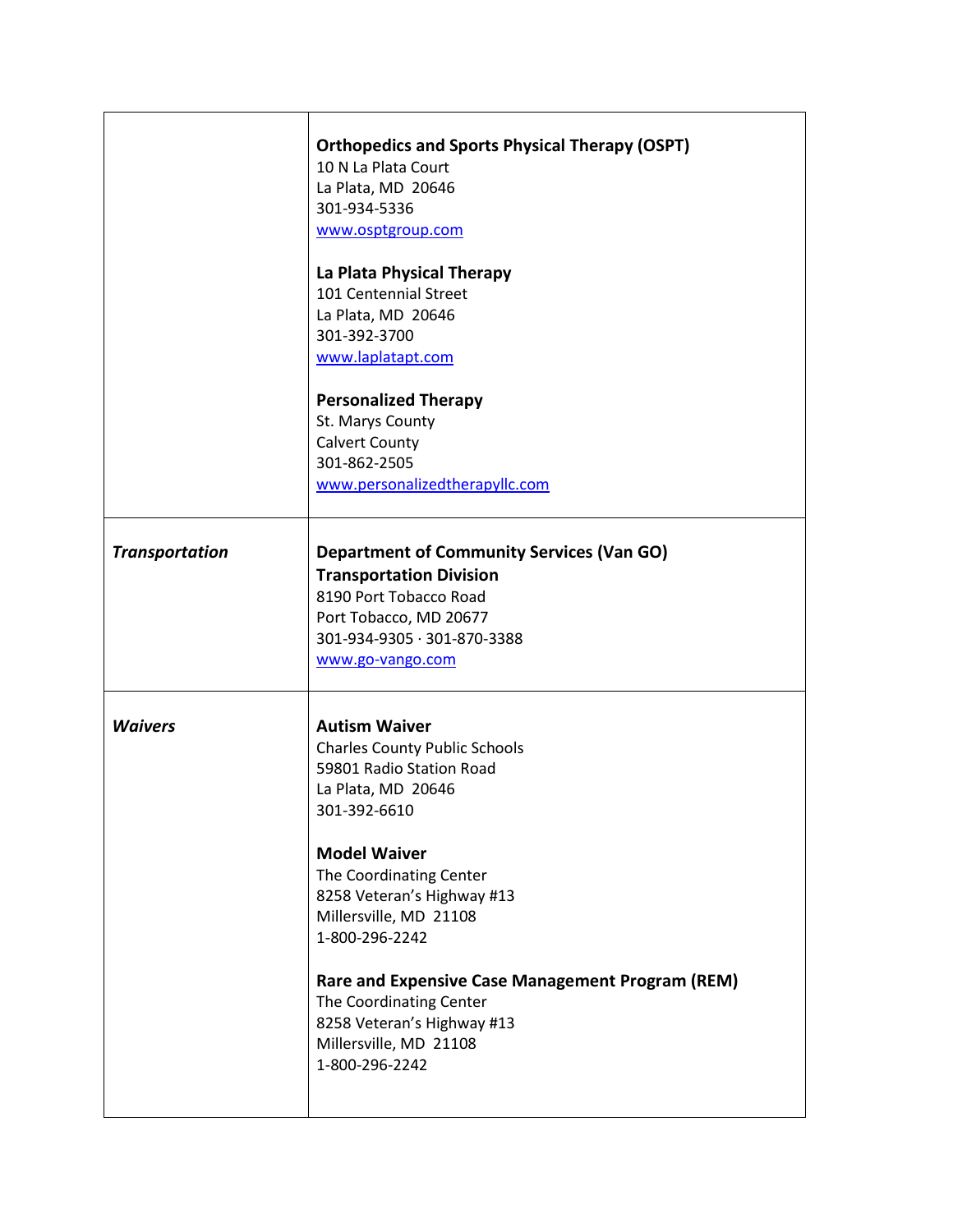| | |
|---|---|
| | **Orthopedics and Sports Physical Therapy (OSPT)**<br>10 N La Plata Court<br>La Plata, MD 20646<br>301-934-5336<br>www.osptgroup.com<br><br>**La Plata Physical Therapy**<br>101 Centennial Street<br>La Plata, MD 20646<br>301-392-3700<br>www.laplatapt.com<br><br>**Personalized Therapy**<br>St. Marys County<br>Calvert County<br>301-862-2505<br>www.personalizedtherapyllc.com |
| ***Transportation*** | **Department of Community Services (Van GO)**<br>**Transportation Division**<br>8190 Port Tobacco Road<br>Port Tobacco, MD 20677<br>301-934-9305 · 301-870-3388<br>www.go-vango.com |
| ***Waivers*** | **Autism Waiver**<br>Charles County Public Schools<br>59801 Radio Station Road<br>La Plata, MD 20646<br>301-392-6610<br><br>**Model Waiver**<br>The Coordinating Center<br>8258 Veteran's Highway #13<br>Millersville, MD 21108<br>1-800-296-2242<br><br>**Rare and Expensive Case Management Program (REM)**<br>The Coordinating Center<br>8258 Veteran's Highway #13<br>Millersville, MD 21108<br>1-800-296-2242 |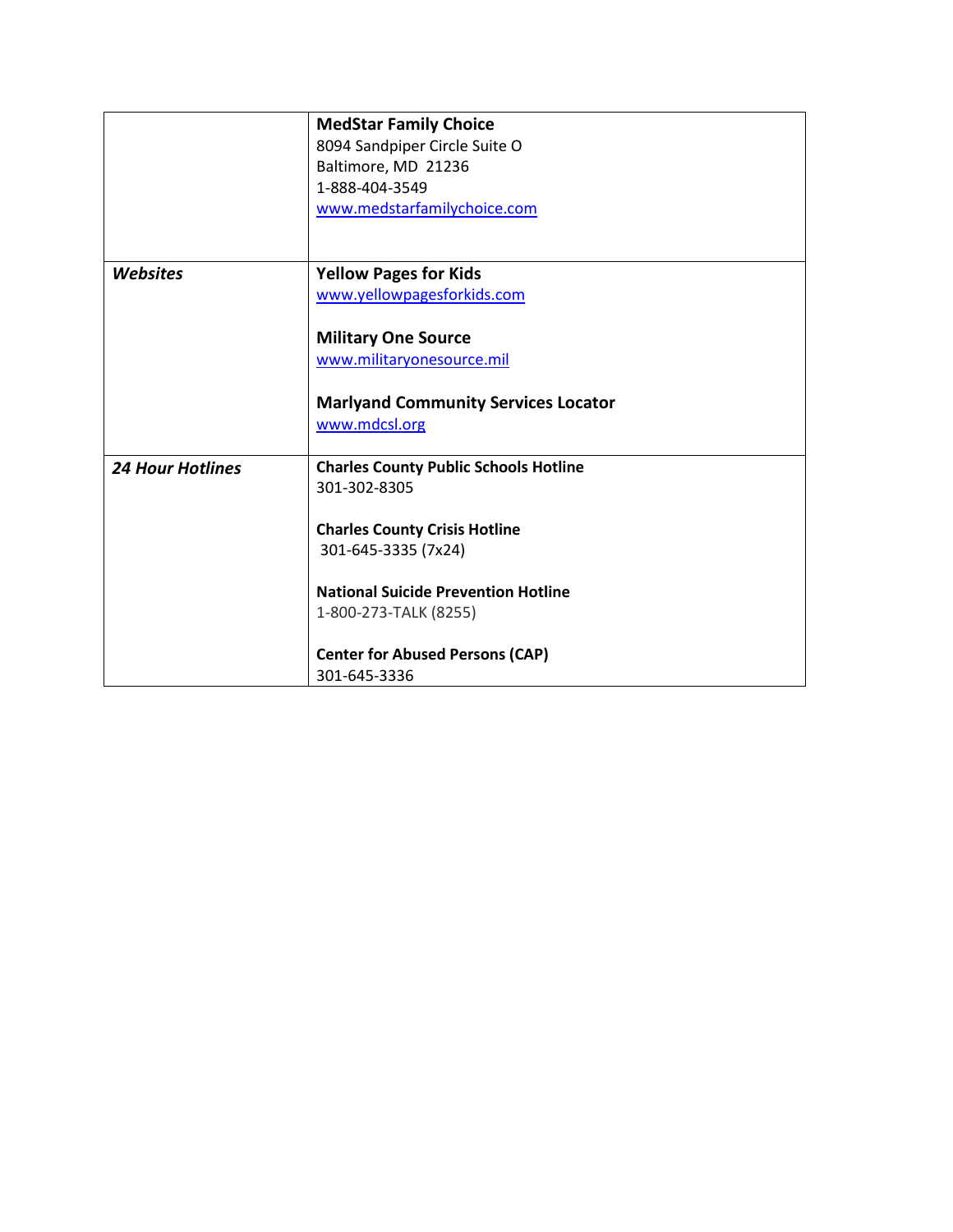| | |
|---|---|
| | **MedStar Family Choice**<br>8094 Sandpiper Circle Suite O<br>Baltimore, MD 21236<br>1-888-404-3549<br>www.medstarfamilychoice.com |
| ***Websites*** | **Yellow Pages for Kids**<br>www.yellowpagesforkids.com<br><br>**Military One Source**<br>www.militaryonesource.mil<br><br>**Marlyand Community Services Locator**<br>www.mdcsl.org |
| ***24 Hour Hotlines*** | **Charles County Public Schools Hotline**<br>301-302-8305<br><br>**Charles County Crisis Hotline**<br>301-645-3335 (7x24)<br><br>**National Suicide Prevention Hotline**<br>1-800-273-TALK (8255)<br><br>**Center for Abused Persons (CAP)**<br>301-645-3336 |